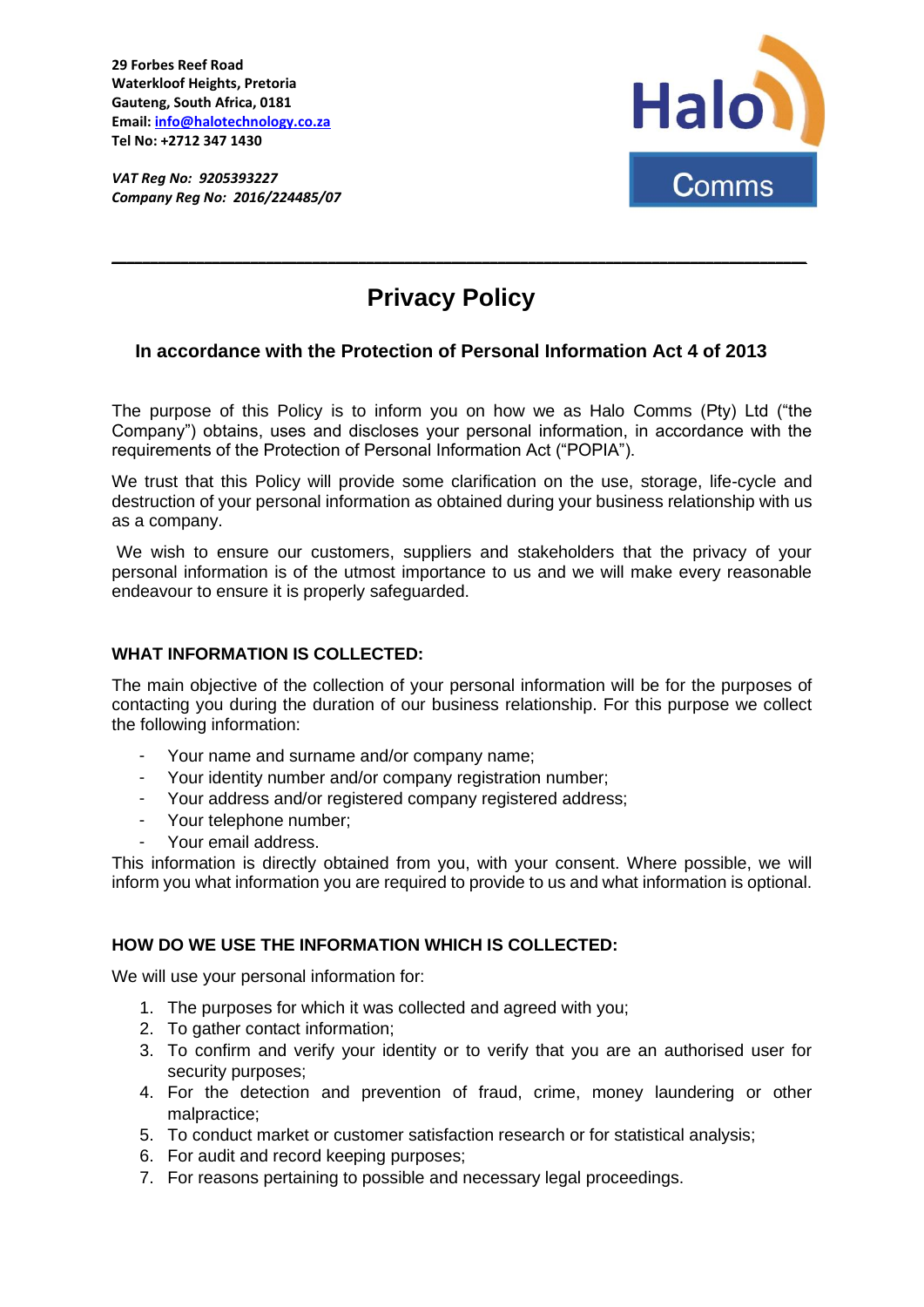**29 Forbes Reef Road**
**Waterkloof Heights, Pretoria**
**Gauteng, South Africa, 0181**
**Email: info@halotechnology.co.za**
**Tel No: +2712 347 1430**

***VAT Reg No: 9205393227***
***Company Reg No: 2016/224485/07***

Halo Comms

---

# Privacy Policy

### In accordance with the Protection of Personal Information Act 4 of 2013

The purpose of this Policy is to inform you on how we as Halo Comms (Pty) Ltd ("the Company") obtains, uses and discloses your personal information, in accordance with the requirements of the Protection of Personal Information Act ("POPIA").

We trust that this Policy will provide some clarification on the use, storage, life-cycle and destruction of your personal information as obtained during your business relationship with us as a company.

We wish to ensure our customers, suppliers and stakeholders that the privacy of your personal information is of the utmost importance to us and we will make every reasonable endeavour to ensure it is properly safeguarded.

## WHAT INFORMATION IS COLLECTED:

The main objective of the collection of your personal information will be for the purposes of contacting you during the duration of our business relationship. For this purpose we collect the following information:

- Your name and surname and/or company name;
- Your identity number and/or company registration number;
- Your address and/or registered company registered address;
- Your telephone number;
- Your email address.

This information is directly obtained from you, with your consent. Where possible, we will inform you what information you are required to provide to us and what information is optional.

## HOW DO WE USE THE INFORMATION WHICH IS COLLECTED:

We will use your personal information for:

1. The purposes for which it was collected and agreed with you;
2. To gather contact information;
3. To confirm and verify your identity or to verify that you are an authorised user for security purposes;
4. For the detection and prevention of fraud, crime, money laundering or other malpractice;
5. To conduct market or customer satisfaction research or for statistical analysis;
6. For audit and record keeping purposes;
7. For reasons pertaining to possible and necessary legal proceedings.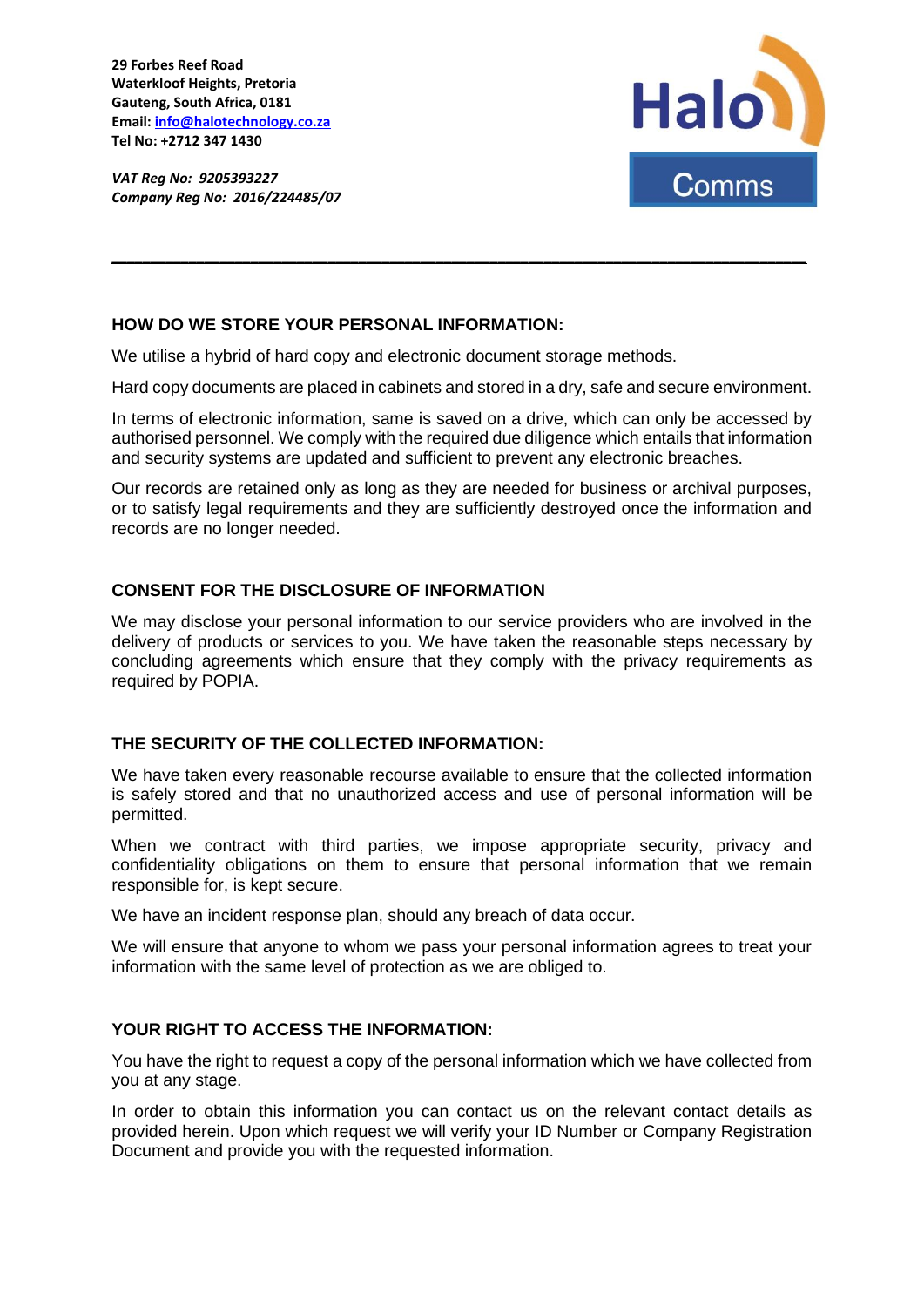**29 Forbes Reef Road**
**Waterkloof Heights, Pretoria**
**Gauteng, South Africa, 0181**
**Email: [info@halotechnology.co.za](mailto:info@halotechnology.co.za)**
**Tel No: +2712 347 1430**

***VAT Reg No: 9205393227***
***Company Reg No: 2016/224485/07***

---

## HOW DO WE STORE YOUR PERSONAL INFORMATION:

We utilise a hybrid of hard copy and electronic document storage methods.

Hard copy documents are placed in cabinets and stored in a dry, safe and secure environment.

In terms of electronic information, same is saved on a drive, which can only be accessed by authorised personnel. We comply with the required due diligence which entails that information and security systems are updated and sufficient to prevent any electronic breaches.

Our records are retained only as long as they are needed for business or archival purposes, or to satisfy legal requirements and they are sufficiently destroyed once the information and records are no longer needed.

## CONSENT FOR THE DISCLOSURE OF INFORMATION

We may disclose your personal information to our service providers who are involved in the delivery of products or services to you. We have taken the reasonable steps necessary by concluding agreements which ensure that they comply with the privacy requirements as required by POPIA.

## THE SECURITY OF THE COLLECTED INFORMATION:

We have taken every reasonable recourse available to ensure that the collected information is safely stored and that no unauthorized access and use of personal information will be permitted.

When we contract with third parties, we impose appropriate security, privacy and confidentiality obligations on them to ensure that personal information that we remain responsible for, is kept secure.

We have an incident response plan, should any breach of data occur.

We will ensure that anyone to whom we pass your personal information agrees to treat your information with the same level of protection as we are obliged to.

## YOUR RIGHT TO ACCESS THE INFORMATION:

You have the right to request a copy of the personal information which we have collected from you at any stage.

In order to obtain this information you can contact us on the relevant contact details as provided herein. Upon which request we will verify your ID Number or Company Registration Document and provide you with the requested information.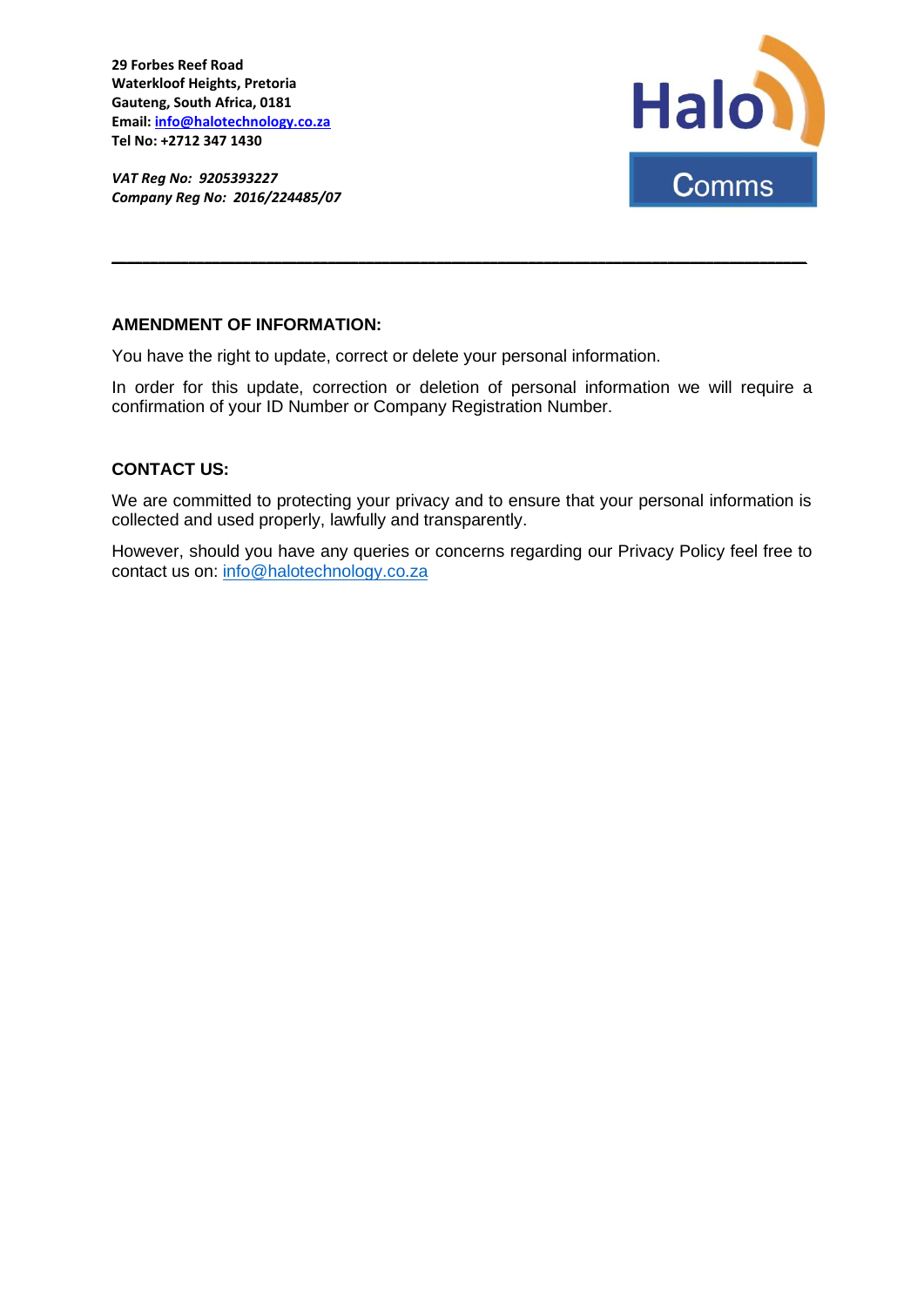**29 Forbes Reef Road**
**Waterkloof Heights, Pretoria**
**Gauteng, South Africa, 0181**
**Email: info@halotechnology.co.za**
**Tel No: +2712 347 1430**

***VAT Reg No: 9205393227***
***Company Reg No: 2016/224485/07***

---

## AMENDMENT OF INFORMATION:

You have the right to update, correct or delete your personal information.

In order for this update, correction or deletion of personal information we will require a confirmation of your ID Number or Company Registration Number.

## CONTACT US:

We are committed to protecting your privacy and to ensure that your personal information is collected and used properly, lawfully and transparently.

However, should you have any queries or concerns regarding our Privacy Policy feel free to contact us on: info@halotechnology.co.za